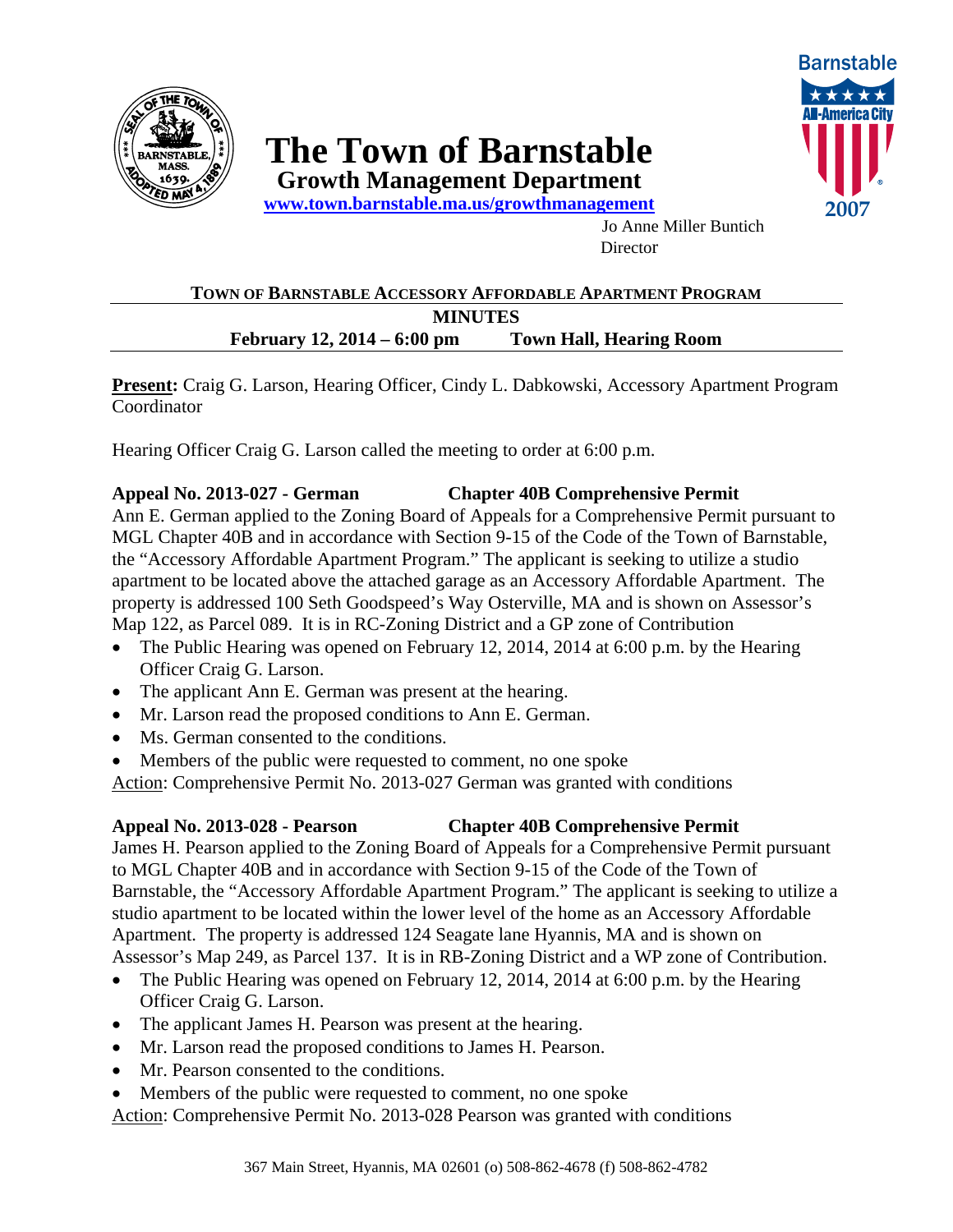# The Town of Barnstable

## Growth Management Department

www.town.barnstable.ma.us/growthmanagement

Jo Anne Miller Buntich
Director

### TOWN OF BARNSTABLE ACCESSORY AFFORDABLE APARTMENT PROGRAM

**MINUTES**

**February 12, 2014 – 6:00 pm    Town Hall, Hearing Room**

**Present:** Craig G. Larson, Hearing Officer, Cindy L. Dabkowski, Accessory Apartment Program Coordinator

Hearing Officer Craig G. Larson called the meeting to order at 6:00 p.m.

**Appeal No. 2013-027 - German    Chapter 40B Comprehensive Permit**

Ann E. German applied to the Zoning Board of Appeals for a Comprehensive Permit pursuant to MGL Chapter 40B and in accordance with Section 9-15 of the Code of the Town of Barnstable, the "Accessory Affordable Apartment Program." The applicant is seeking to utilize a studio apartment to be located above the attached garage as an Accessory Affordable Apartment. The property is addressed 100 Seth Goodspeed's Way Osterville, MA and is shown on Assessor's Map 122, as Parcel 089. It is in RC-Zoning District and a GP zone of Contribution

- The Public Hearing was opened on February 12, 2014, 2014 at 6:00 p.m. by the Hearing Officer Craig G. Larson.
- The applicant Ann E. German was present at the hearing.
- Mr. Larson read the proposed conditions to Ann E. German.
- Ms. German consented to the conditions.
- Members of the public were requested to comment, no one spoke

Action: Comprehensive Permit No. 2013-027 German was granted with conditions

**Appeal No. 2013-028 - Pearson    Chapter 40B Comprehensive Permit**

James H. Pearson applied to the Zoning Board of Appeals for a Comprehensive Permit pursuant to MGL Chapter 40B and in accordance with Section 9-15 of the Code of the Town of Barnstable, the "Accessory Affordable Apartment Program." The applicant is seeking to utilize a studio apartment to be located within the lower level of the home as an Accessory Affordable Apartment. The property is addressed 124 Seagate lane Hyannis, MA and is shown on Assessor's Map 249, as Parcel 137. It is in RB-Zoning District and a WP zone of Contribution.

- The Public Hearing was opened on February 12, 2014, 2014 at 6:00 p.m. by the Hearing Officer Craig G. Larson.
- The applicant James H. Pearson was present at the hearing.
- Mr. Larson read the proposed conditions to James H. Pearson.
- Mr. Pearson consented to the conditions.
- Members of the public were requested to comment, no one spoke

Action: Comprehensive Permit No. 2013-028 Pearson was granted with conditions

367 Main Street, Hyannis, MA 02601 (o) 508-862-4678 (f) 508-862-4782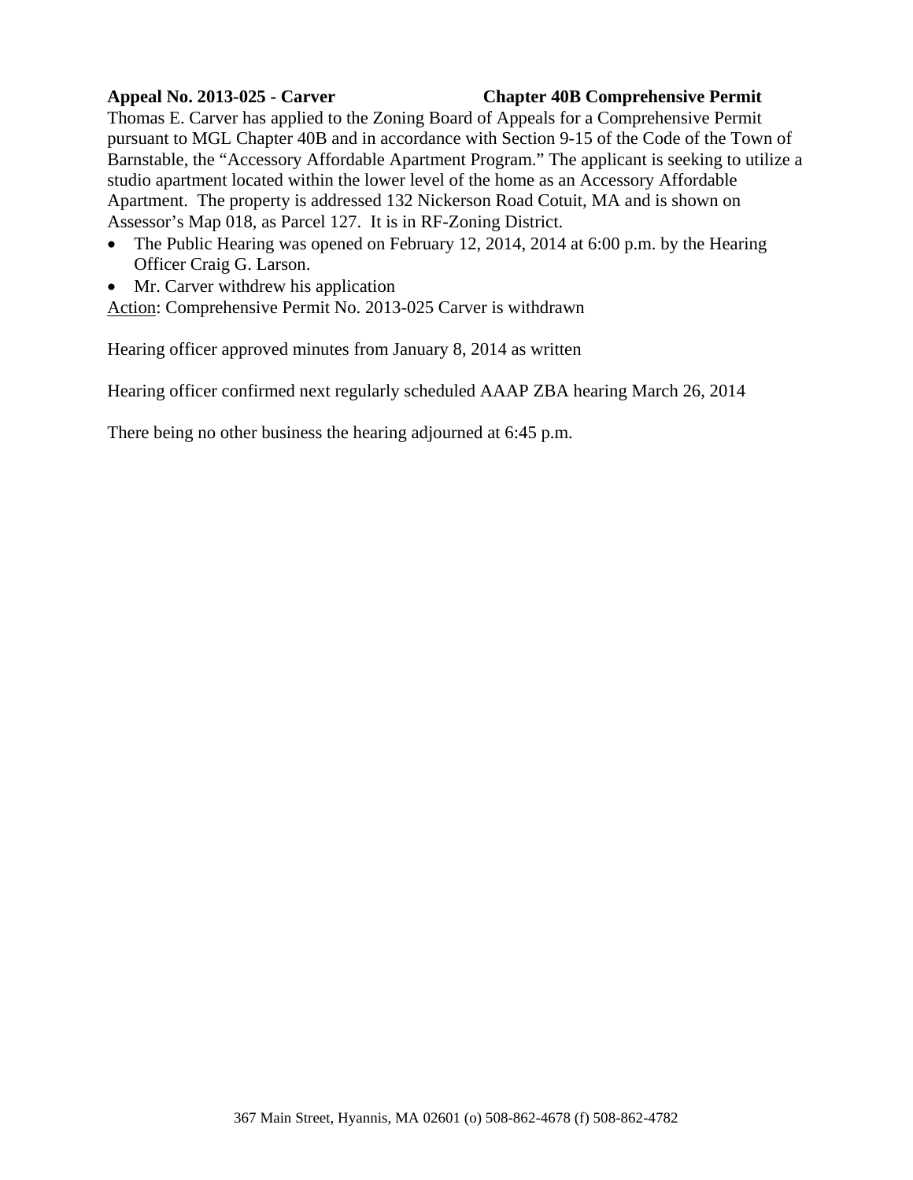**Appeal No. 2013-025 - Carver Chapter 40B Comprehensive Permit**

Thomas E. Carver has applied to the Zoning Board of Appeals for a Comprehensive Permit pursuant to MGL Chapter 40B and in accordance with Section 9-15 of the Code of the Town of Barnstable, the "Accessory Affordable Apartment Program." The applicant is seeking to utilize a studio apartment located within the lower level of the home as an Accessory Affordable Apartment. The property is addressed 132 Nickerson Road Cotuit, MA and is shown on Assessor's Map 018, as Parcel 127. It is in RF-Zoning District.

- The Public Hearing was opened on February 12, 2014, 2014 at 6:00 p.m. by the Hearing Officer Craig G. Larson.
- Mr. Carver withdrew his application

Action: Comprehensive Permit No. 2013-025 Carver is withdrawn

Hearing officer approved minutes from January 8, 2014 as written

Hearing officer confirmed next regularly scheduled AAAP ZBA hearing March 26, 2014

There being no other business the hearing adjourned at 6:45 p.m.

367 Main Street, Hyannis, MA 02601 (o) 508-862-4678 (f) 508-862-4782